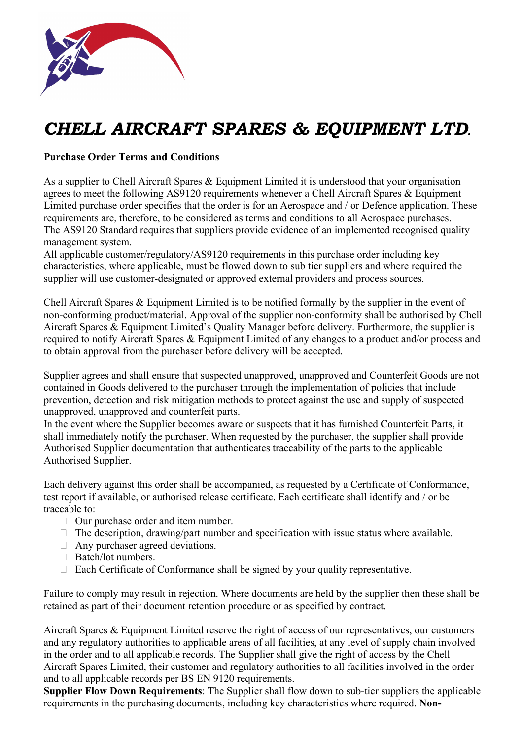# *CHELL AIRCRAFT SPARES & EQUIPMENT LTD.*

**Purchase Order Terms and Conditions**

As a supplier to Chell Aircraft Spares & Equipment Limited it is understood that your organisation agrees to meet the following AS9120 requirements whenever a Chell Aircraft Spares & Equipment Limited purchase order specifies that the order is for an Aerospace and / or Defence application. These requirements are, therefore, to be considered as terms and conditions to all Aerospace purchases. The AS9120 Standard requires that suppliers provide evidence of an implemented recognised quality management system.
All applicable customer/regulatory/AS9120 requirements in this purchase order including key characteristics, where applicable, must be flowed down to sub tier suppliers and where required the supplier will use customer-designated or approved external providers and process sources.

Chell Aircraft Spares & Equipment Limited is to be notified formally by the supplier in the event of non-conforming product/material. Approval of the supplier non-conformity shall be authorised by Chell Aircraft Spares & Equipment Limited's Quality Manager before delivery. Furthermore, the supplier is required to notify Aircraft Spares & Equipment Limited of any changes to a product and/or process and to obtain approval from the purchaser before delivery will be accepted.

Supplier agrees and shall ensure that suspected unapproved, unapproved and Counterfeit Goods are not contained in Goods delivered to the purchaser through the implementation of policies that include prevention, detection and risk mitigation methods to protect against the use and supply of suspected unapproved, unapproved and counterfeit parts.
In the event where the Supplier becomes aware or suspects that it has furnished Counterfeit Parts, it shall immediately notify the purchaser. When requested by the purchaser, the supplier shall provide Authorised Supplier documentation that authenticates traceability of the parts to the applicable Authorised Supplier.

Each delivery against this order shall be accompanied, as requested by a Certificate of Conformance, test report if available, or authorised release certificate. Each certificate shall identify and / or be traceable to:

- Our purchase order and item number.
- The description, drawing/part number and specification with issue status where available.
- Any purchaser agreed deviations.
- Batch/lot numbers.
- Each Certificate of Conformance shall be signed by your quality representative.

Failure to comply may result in rejection. Where documents are held by the supplier then these shall be retained as part of their document retention procedure or as specified by contract.

Aircraft Spares & Equipment Limited reserve the right of access of our representatives, our customers and any regulatory authorities to applicable areas of all facilities, at any level of supply chain involved in the order and to all applicable records. The Supplier shall give the right of access by the Chell Aircraft Spares Limited, their customer and regulatory authorities to all facilities involved in the order and to all applicable records per BS EN 9120 requirements.
**Supplier Flow Down Requirements**: The Supplier shall flow down to sub-tier suppliers the applicable requirements in the purchasing documents, including key characteristics where required. **Non-**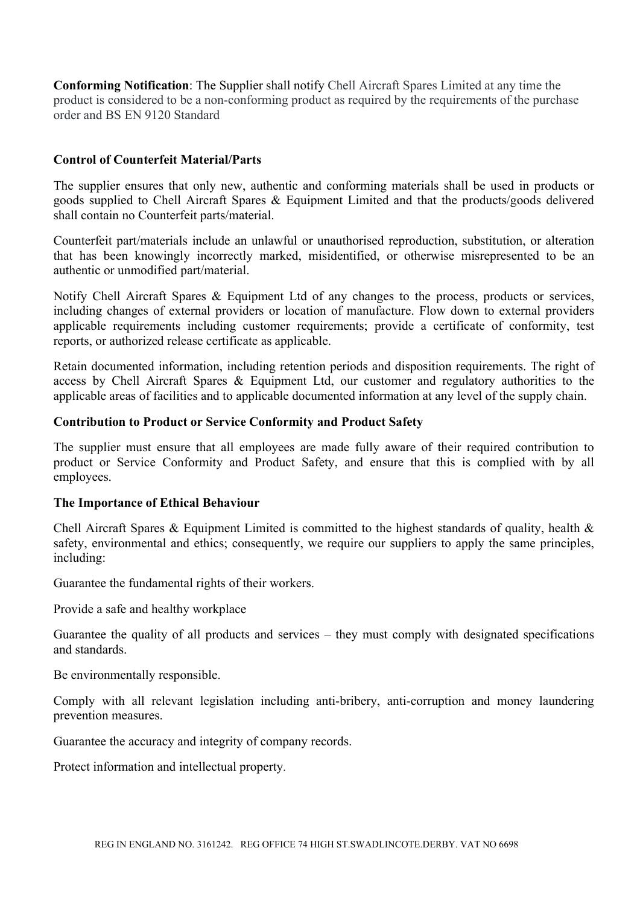**Conforming Notification**: The Supplier shall notify Chell Aircraft Spares Limited at any time the product is considered to be a non-conforming product as required by the requirements of the purchase order and BS EN 9120 Standard

**Control of Counterfeit Material/Parts**

The supplier ensures that only new, authentic and conforming materials shall be used in products or goods supplied to Chell Aircraft Spares & Equipment Limited and that the products/goods delivered shall contain no Counterfeit parts/material.

Counterfeit part/materials include an unlawful or unauthorised reproduction, substitution, or alteration that has been knowingly incorrectly marked, misidentified, or otherwise misrepresented to be an authentic or unmodified part/material.

Notify Chell Aircraft Spares & Equipment Ltd of any changes to the process, products or services, including changes of external providers or location of manufacture. Flow down to external providers applicable requirements including customer requirements; provide a certificate of conformity, test reports, or authorized release certificate as applicable.

Retain documented information, including retention periods and disposition requirements. The right of access by Chell Aircraft Spares & Equipment Ltd, our customer and regulatory authorities to the applicable areas of facilities and to applicable documented information at any level of the supply chain.

**Contribution to Product or Service Conformity and Product Safety**

The supplier must ensure that all employees are made fully aware of their required contribution to product or Service Conformity and Product Safety, and ensure that this is complied with by all employees.

**The Importance of Ethical Behaviour**

Chell Aircraft Spares & Equipment Limited is committed to the highest standards of quality, health & safety, environmental and ethics; consequently, we require our suppliers to apply the same principles, including:

Guarantee the fundamental rights of their workers.

Provide a safe and healthy workplace

Guarantee the quality of all products and services – they must comply with designated specifications and standards.

Be environmentally responsible.

Comply with all relevant legislation including anti-bribery, anti-corruption and money laundering prevention measures.

Guarantee the accuracy and integrity of company records.

Protect information and intellectual property.

REG IN ENGLAND NO. 3161242. REG OFFICE 74 HIGH ST.SWADLINCOTE.DERBY. VAT NO 6698